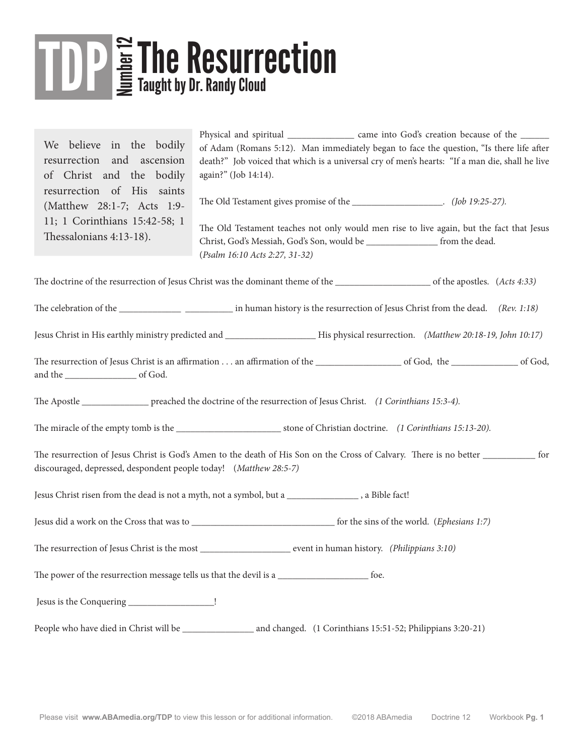# TDP Number 12 The Resurrection

**Taught by Dr. Randy Cloud**

We believe in the bodily resurrection and ascension of Christ and the bodily resurrection of His saints (Matthew 28:1-7; Acts 1:9-11; 1 Corinthians 15:42-58; 1 Thessalonians 4:13-18).

Physical and spiritual ______________ came into God's creation because of the ______ of Adam (Romans 5:12). Man immediately began to face the question, "Is there life after death?" Job voiced that which is a universal cry of men's hearts: "If a man die, shall he live again?" (Job 14:14).

The Old Testament gives promise of the ___________________. *(Job 19:25-27).*

The Old Testament teaches not only would men rise to live again, but the fact that Jesus Christ, God's Messiah, God's Son, would be _______________ from the dead. (*Psalm 16:10 Acts 2:27, 31-32)*

The doctrine of the resurrection of Jesus Christ was the dominant theme of the ____________________ of the apostles. (*Acts 4:33*)

The celebration of the _____________ __________ in human history is the resurrection of Jesus Christ from the dead. *(Rev. 1:18)*

Jesus Christ in His earthly ministry predicted and ___________________ His physical resurrection. *(Matthew 20:18-19, John 10:17)*

The resurrection of Jesus Christ is an affirmation . . . an affirmation of the __________________ of God, the ______________ of God, and the _______________ of God.

The Apostle ______________ preached the doctrine of the resurrection of Jesus Christ. *(1 Corinthians 15:3-4).*

The miracle of the empty tomb is the ______________________ stone of Christian doctrine. *(1 Corinthians 15:13-20).*

The resurrection of Jesus Christ is God's Amen to the death of His Son on the Cross of Calvary. There is no better ___________ for discouraged, depressed, despondent people today! (*Matthew 28:5-7)*

Jesus Christ risen from the dead is not a myth, not a symbol, but a _______________ , a Bible fact!

Jesus did a work on the Cross that was to ______________________________ for the sins of the world. (*Ephesians 1:7)*

The resurrection of Jesus Christ is the most ___________________ event in human history. *(Philippians 3:10)*

The power of the resurrection message tells us that the devil is a ___________________ foe.

Jesus is the Conquering __________________!

People who have died in Christ will be _______________ and changed. (1 Corinthians 15:51-52; Philippians 3:20-21)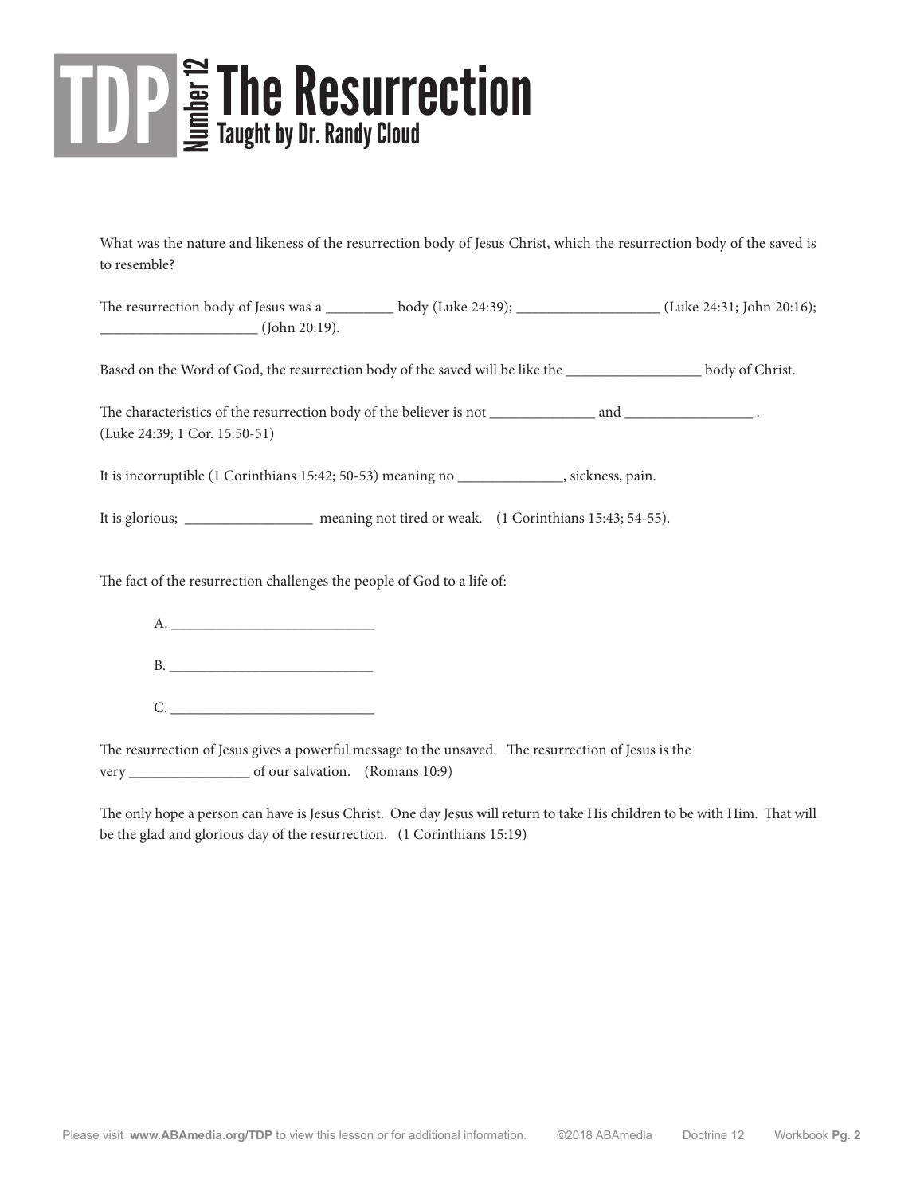# TDP Number 12 The Resurrection

**Taught by Dr. Randy Cloud**

What was the nature and likeness of the resurrection body of Jesus Christ, which the resurrection body of the saved is to resemble?

The resurrection body of Jesus was a _________ body (Luke 24:39); ___________________ (Luke 24:31; John 20:16); _____________________ (John 20:19).

Based on the Word of God, the resurrection body of the saved will be like the __________________ body of Christ.

The characteristics of the resurrection body of the believer is not ______________ and _________________ .
(Luke 24:39; 1 Cor. 15:50-51)

It is incorruptible (1 Corinthians 15:42; 50-53) meaning no ______________, sickness, pain.

It is glorious; _________________ meaning not tired or weak. (1 Corinthians 15:43; 54-55).

The fact of the resurrection challenges the people of God to a life of:

A. ____________________________

B. ____________________________

C. ____________________________

The resurrection of Jesus gives a powerful message to the unsaved. The resurrection of Jesus is the very ________________ of our salvation. (Romans 10:9)

The only hope a person can have is Jesus Christ. One day Jesus will return to take His children to be with Him. That will be the glad and glorious day of the resurrection. (1 Corinthians 15:19)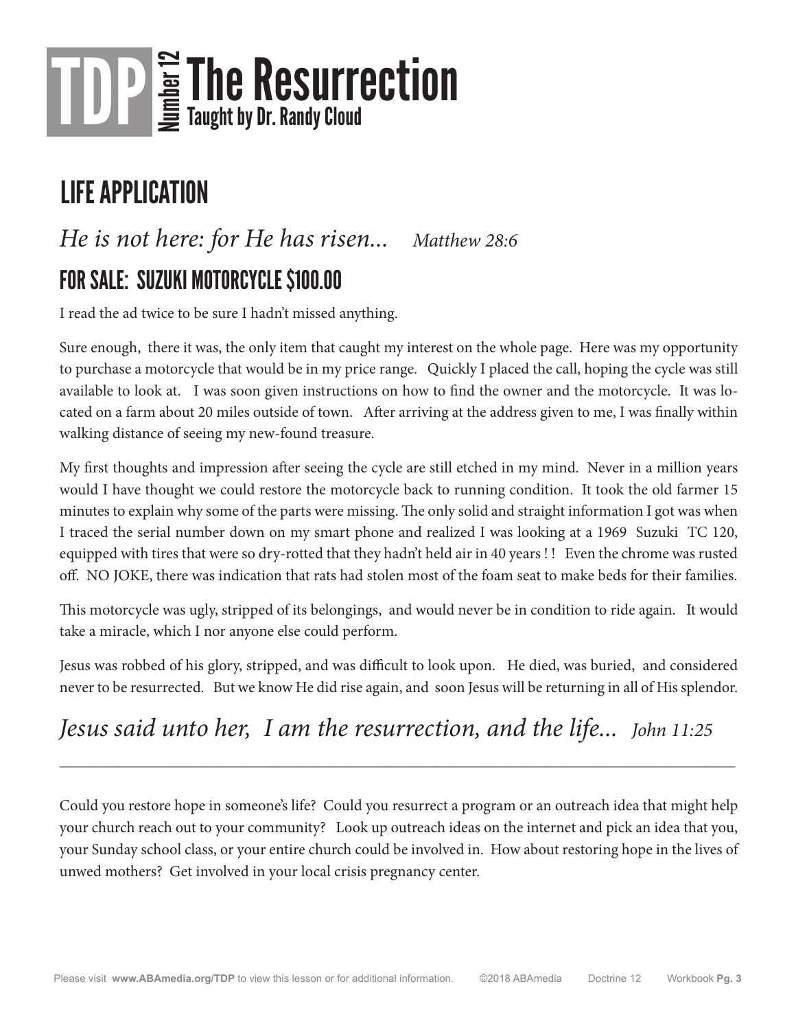# TDP Number 12 The Resurrection
Taught by Dr. Randy Cloud

## LIFE APPLICATION

*He is not here: for He has risen...* *Matthew 28:6*

### FOR SALE: SUZUKI MOTORCYCLE $100.00

I read the ad twice to be sure I hadn't missed anything.

Sure enough, there it was, the only item that caught my interest on the whole page. Here was my opportunity to purchase a motorcycle that would be in my price range. Quickly I placed the call, hoping the cycle was still available to look at. I was soon given instructions on how to find the owner and the motorcycle. It was located on a farm about 20 miles outside of town. After arriving at the address given to me, I was finally within walking distance of seeing my new-found treasure.

My first thoughts and impression after seeing the cycle are still etched in my mind. Never in a million years would I have thought we could restore the motorcycle back to running condition. It took the old farmer 15 minutes to explain why some of the parts were missing. The only solid and straight information I got was when I traced the serial number down on my smart phone and realized I was looking at a 1969 Suzuki TC 120, equipped with tires that were so dry-rotted that they hadn't held air in 40 years ! ! Even the chrome was rusted off. NO JOKE, there was indication that rats had stolen most of the foam seat to make beds for their families.

This motorcycle was ugly, stripped of its belongings, and would never be in condition to ride again. It would take a miracle, which I nor anyone else could perform.

Jesus was robbed of his glory, stripped, and was difficult to look upon. He died, was buried, and considered never to be resurrected. But we know He did rise again, and soon Jesus will be returning in all of His splendor.

*Jesus said unto her, I am the resurrection, and the life...* *John 11:25*

---

Could you restore hope in someone's life? Could you resurrect a program or an outreach idea that might help your church reach out to your community? Look up outreach ideas on the internet and pick an idea that you, your Sunday school class, or your entire church could be involved in. How about restoring hope in the lives of unwed mothers? Get involved in your local crisis pregnancy center.